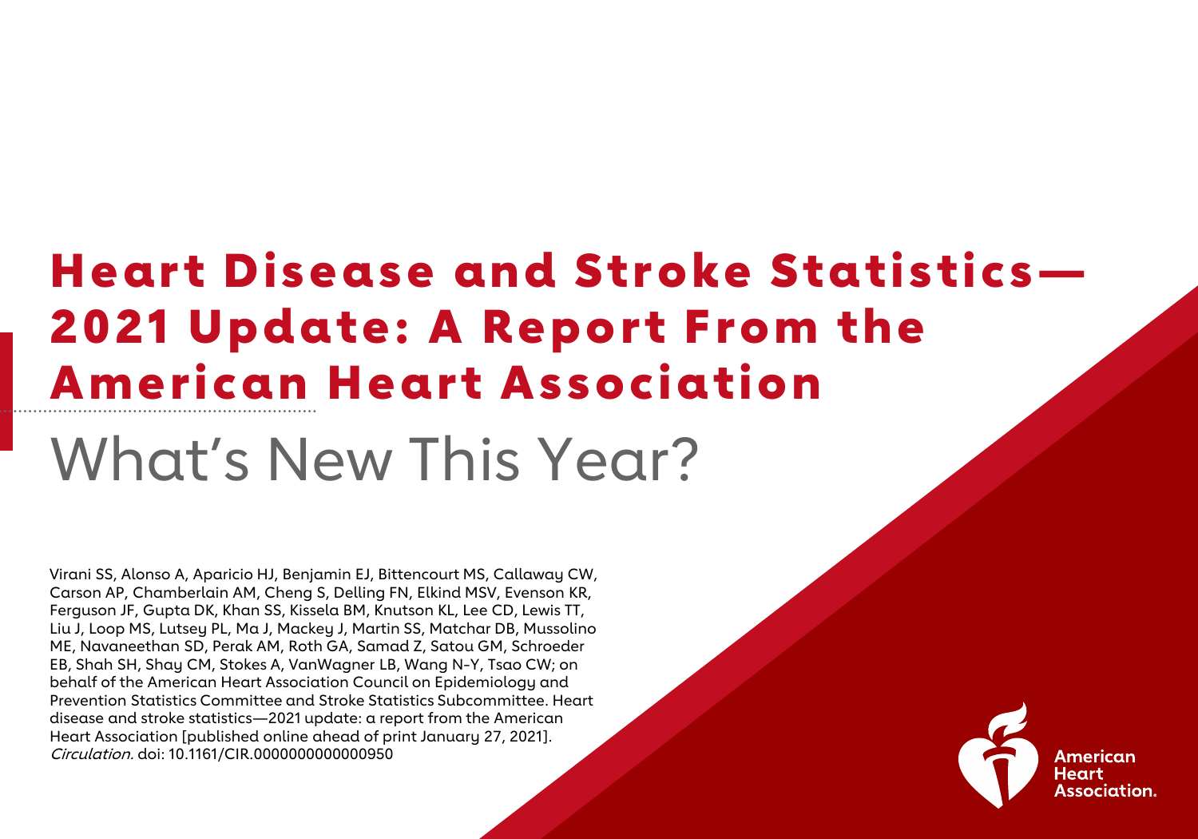# Heart Disease and Stroke Statistics—2021 Update: A Report From the American Heart Association

## What's New This Year?

Virani SS, Alonso A, Aparicio HJ, Benjamin EJ, Bittencourt MS, Callaway CW, Carson AP, Chamberlain AM, Cheng S, Delling FN, Elkind MSV, Evenson KR, Ferguson JF, Gupta DK, Khan SS, Kissela BM, Knutson KL, Lee CD, Lewis TT, Liu J, Loop MS, Lutsey PL, Ma J, Mackey J, Martin SS, Matchar DB, Mussolino ME, Navaneethan SD, Perak AM, Roth GA, Samad Z, Satou GM, Schroeder EB, Shah SH, Shay CM, Stokes A, VanWagner LB, Wang N-Y, Tsao CW; on behalf of the American Heart Association Council on Epidemiology and Prevention Statistics Committee and Stroke Statistics Subcommittee. Heart disease and stroke statistics—2021 update: a report from the American Heart Association [published online ahead of print January 27, 2021]. *Circulation.* doi: 10.1161/CIR.0000000000000950

American Heart Association.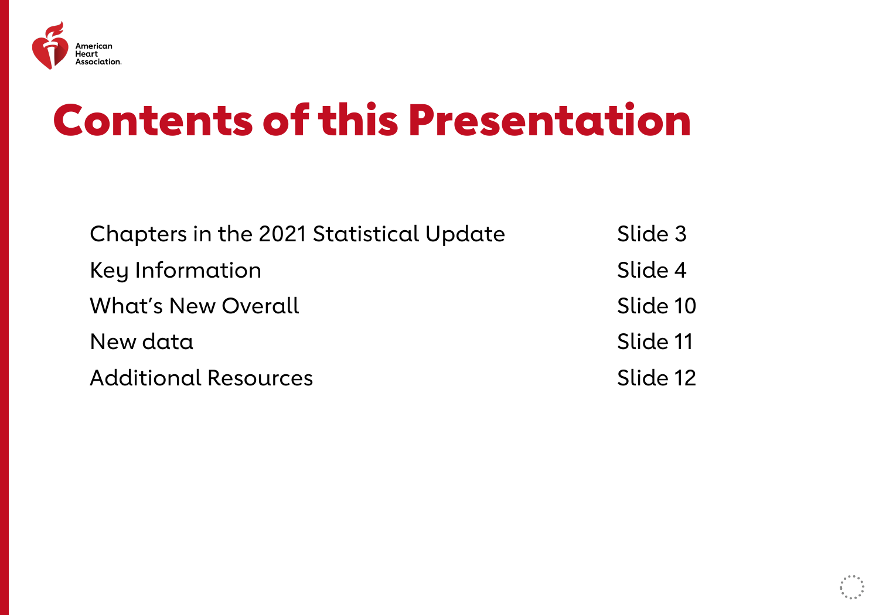# Contents of this Presentation

| | |
|---|---|
| Chapters in the 2021 Statistical Update | Slide 3 |
| Key Information | Slide 4 |
| What's New Overall | Slide 10 |
| New data | Slide 11 |
| Additional Resources | Slide 12 |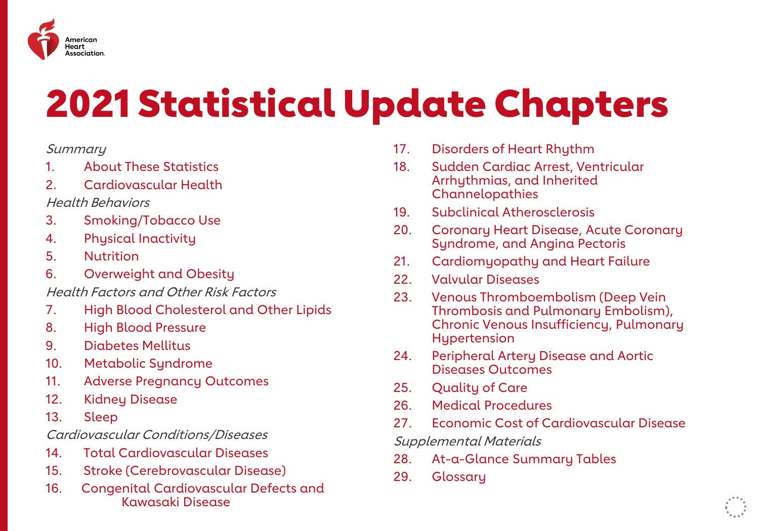# 2021 Statistical Update Chapters

*Summary*

1. About These Statistics
2. Cardiovascular Health

*Health Behaviors*

3. Smoking/Tobacco Use
4. Physical Inactivity
5. Nutrition
6. Overweight and Obesity

*Health Factors and Other Risk Factors*

7. High Blood Cholesterol and Other Lipids
8. High Blood Pressure
9. Diabetes Mellitus
10. Metabolic Syndrome
11. Adverse Pregnancy Outcomes
12. Kidney Disease
13. Sleep

*Cardiovascular Conditions/Diseases*

14. Total Cardiovascular Diseases
15. Stroke (Cerebrovascular Disease)
16. Congenital Cardiovascular Defects and Kawasaki Disease
17. Disorders of Heart Rhythm
18. Sudden Cardiac Arrest, Ventricular Arrhythmias, and Inherited Channelopathies
19. Subclinical Atherosclerosis
20. Coronary Heart Disease, Acute Coronary Syndrome, and Angina Pectoris
21. Cardiomyopathy and Heart Failure
22. Valvular Diseases
23. Venous Thromboembolism (Deep Vein Thrombosis and Pulmonary Embolism), Chronic Venous Insufficiency, Pulmonary Hypertension
24. Peripheral Artery Disease and Aortic Diseases Outcomes
25. Quality of Care
26. Medical Procedures
27. Economic Cost of Cardiovascular Disease

*Supplemental Materials*

28. At-a-Glance Summary Tables
29. Glossary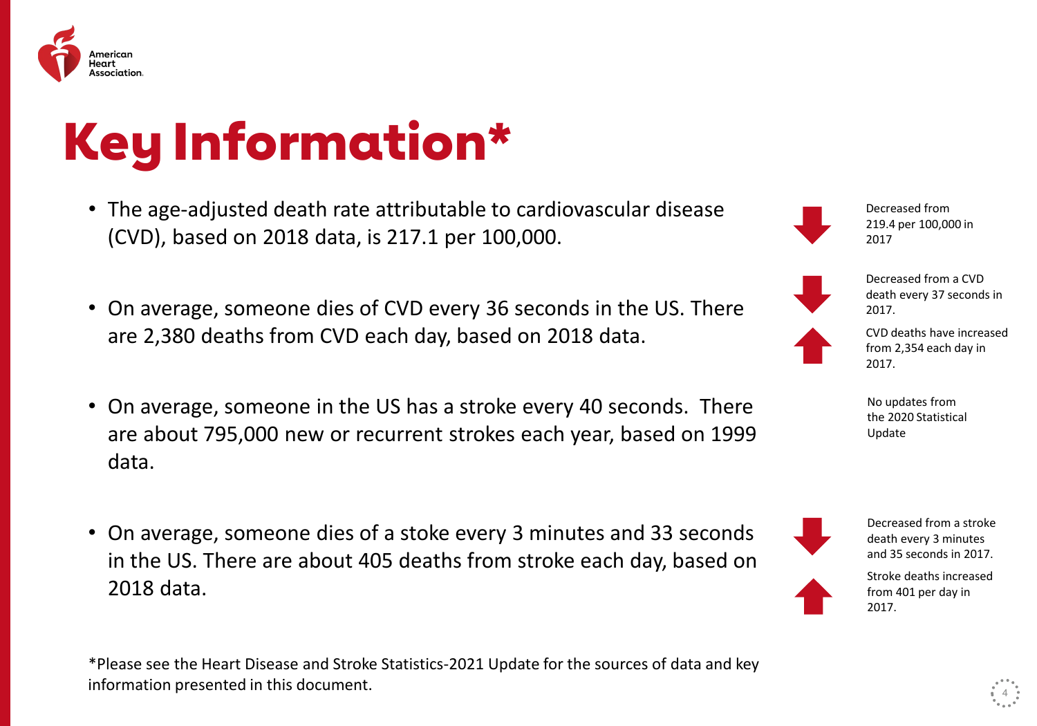# Key Information*

- The age-adjusted death rate attributable to cardiovascular disease (CVD), based on 2018 data, is 217.1 per 100,000.
  - Decreased from 219.4 per 100,000 in 2017
- On average, someone dies of CVD every 36 seconds in the US. There are 2,380 deaths from CVD each day, based on 2018 data.
  - Decreased from a CVD death every 37 seconds in 2017.
  - CVD deaths have increased from 2,354 each day in 2017.
- On average, someone in the US has a stroke every 40 seconds. There are about 795,000 new or recurrent strokes each year, based on 1999 data.
  - No updates from the 2020 Statistical Update
- On average, someone dies of a stoke every 3 minutes and 33 seconds in the US. There are about 405 deaths from stroke each day, based on 2018 data.
  - Decreased from a stroke death every 3 minutes and 35 seconds in 2017.
  - Stroke deaths increased from 401 per day in 2017.

*Please see the Heart Disease and Stroke Statistics-2021 Update for the sources of data and key information presented in this document.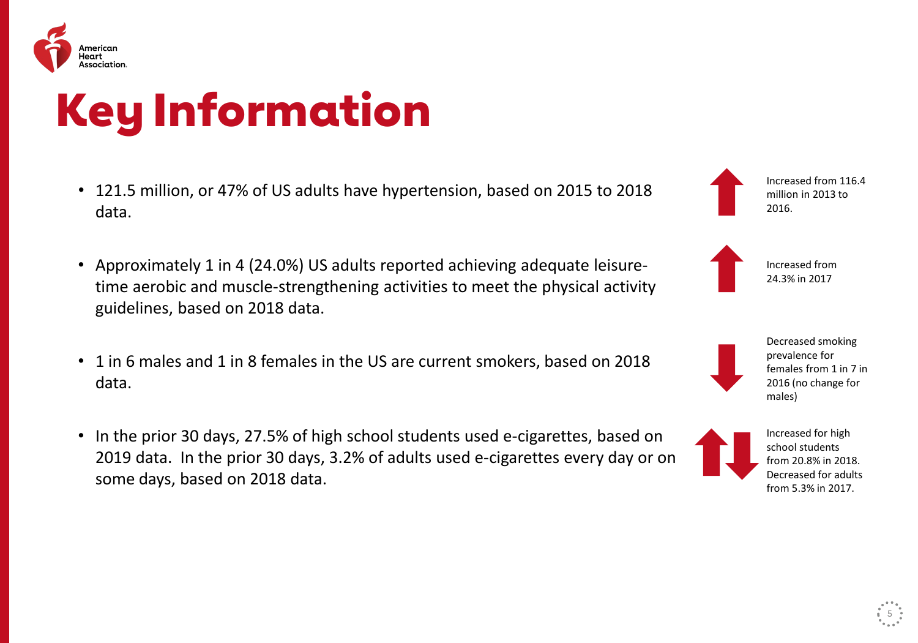# Key Information

- 121.5 million, or 47% of US adults have hypertension, based on 2015 to 2018 data.

  Increased from 116.4 million in 2013 to 2016.

- Approximately 1 in 4 (24.0%) US adults reported achieving adequate leisure-time aerobic and muscle-strengthening activities to meet the physical activity guidelines, based on 2018 data.

  Increased from 24.3% in 2017

- 1 in 6 males and 1 in 8 females in the US are current smokers, based on 2018 data.

  Decreased smoking prevalence for females from 1 in 7 in 2016 (no change for males)

- In the prior 30 days, 27.5% of high school students used e-cigarettes, based on 2019 data. In the prior 30 days, 3.2% of adults used e-cigarettes every day or on some days, based on 2018 data.

  Increased for high school students from 20.8% in 2018. Decreased for adults from 5.3% in 2017.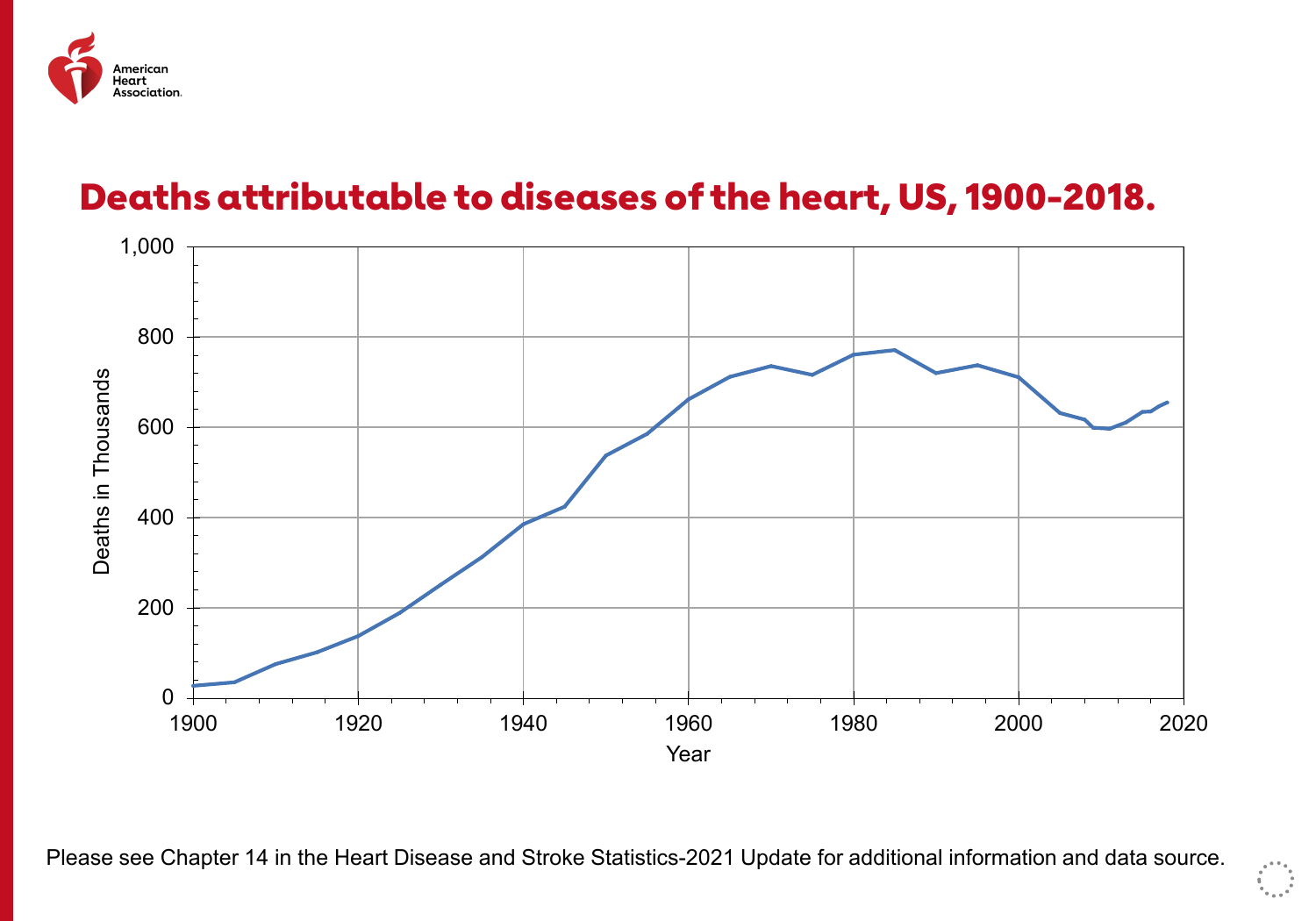# Deaths attributable to diseases of the heart, US, 1900-2018.

Please see Chapter 14 in the Heart Disease and Stroke Statistics-2021 Update for additional information and data source.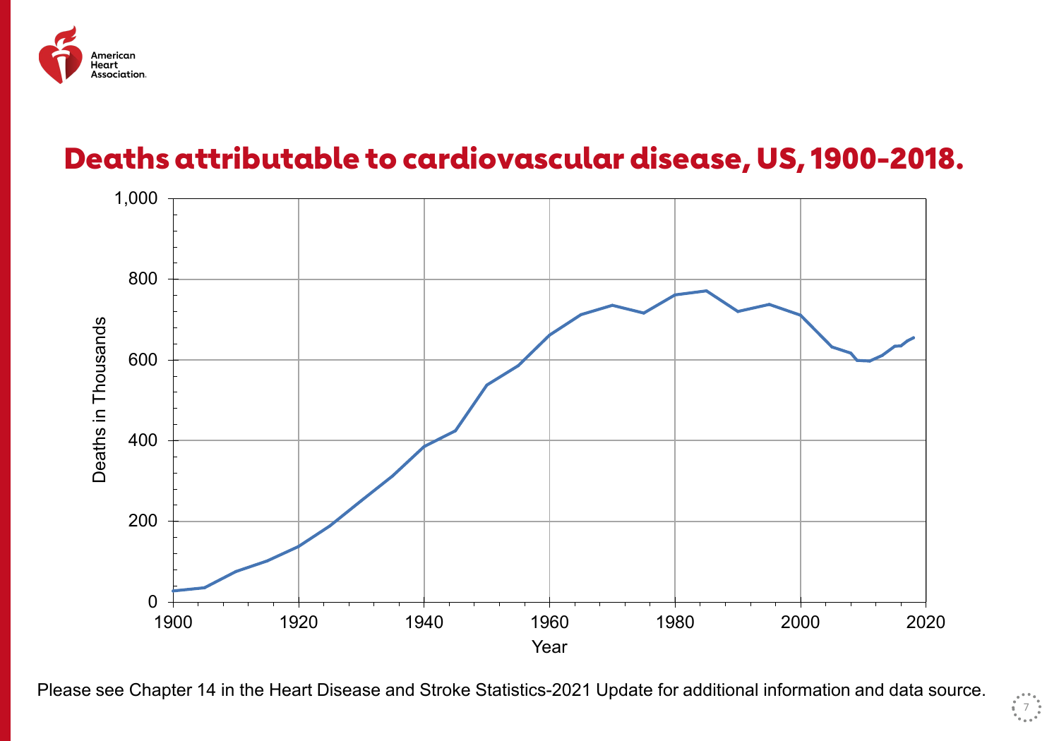# Deaths attributable to cardiovascular disease, US, 1900-2018.

Please see Chapter 14 in the Heart Disease and Stroke Statistics-2021 Update for additional information and data source.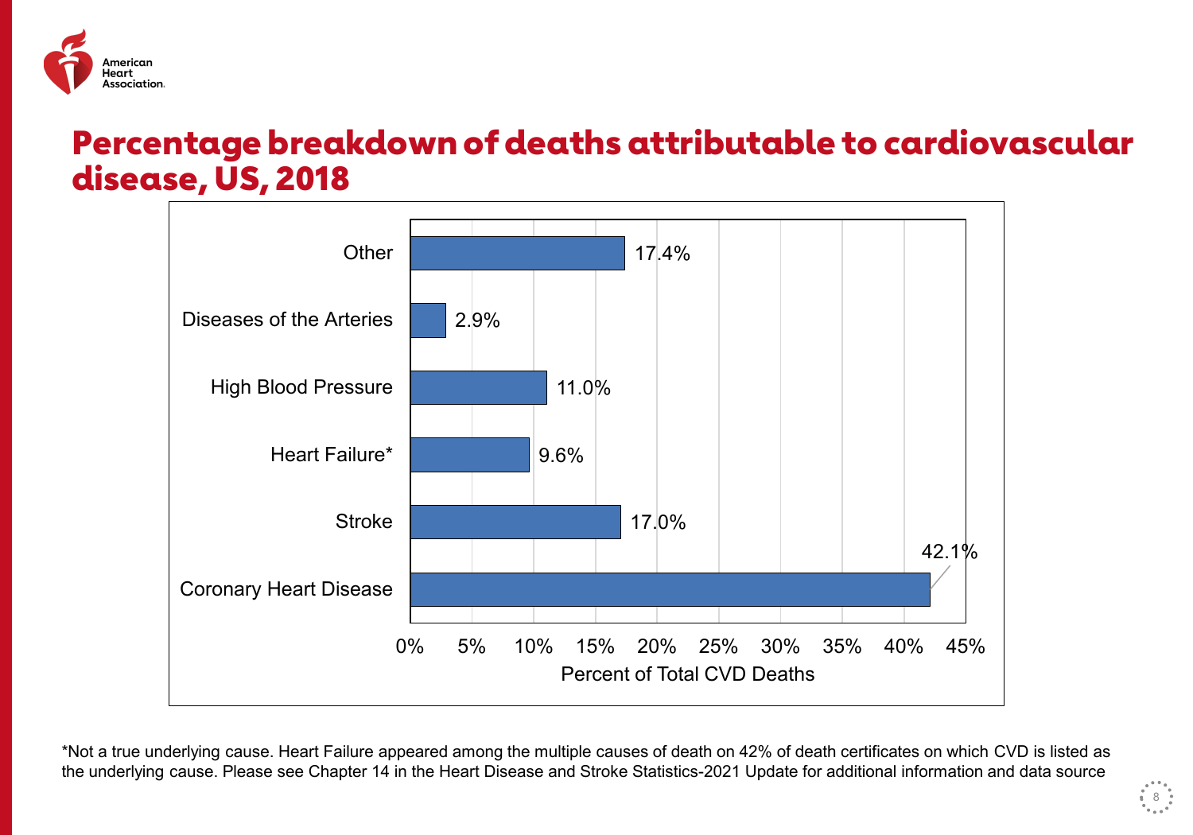# Percentage breakdown of deaths attributable to cardiovascular disease, US, 2018

| Cause | Percent of Total CVD Deaths |
|---|---|
| Other | 17.4% |
| Diseases of the Arteries | 2.9% |
| High Blood Pressure | 11.0% |
| Heart Failure* | 9.6% |
| Stroke | 17.0% |
| Coronary Heart Disease | 42.1% |

*Not a true underlying cause. Heart Failure appeared among the multiple causes of death on 42% of death certificates on which CVD is listed as the underlying cause. Please see Chapter 14 in the Heart Disease and Stroke Statistics-2021 Update for additional information and data source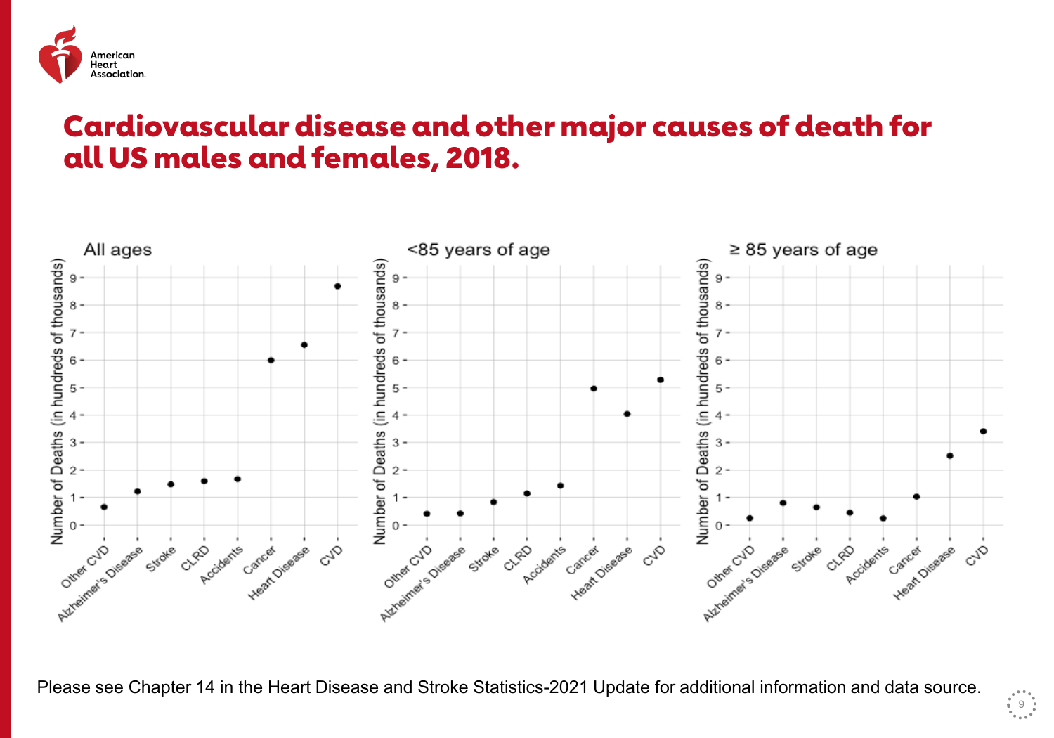# Cardiovascular disease and other major causes of death for all US males and females, 2018.

Please see Chapter 14 in the Heart Disease and Stroke Statistics-2021 Update for additional information and data source.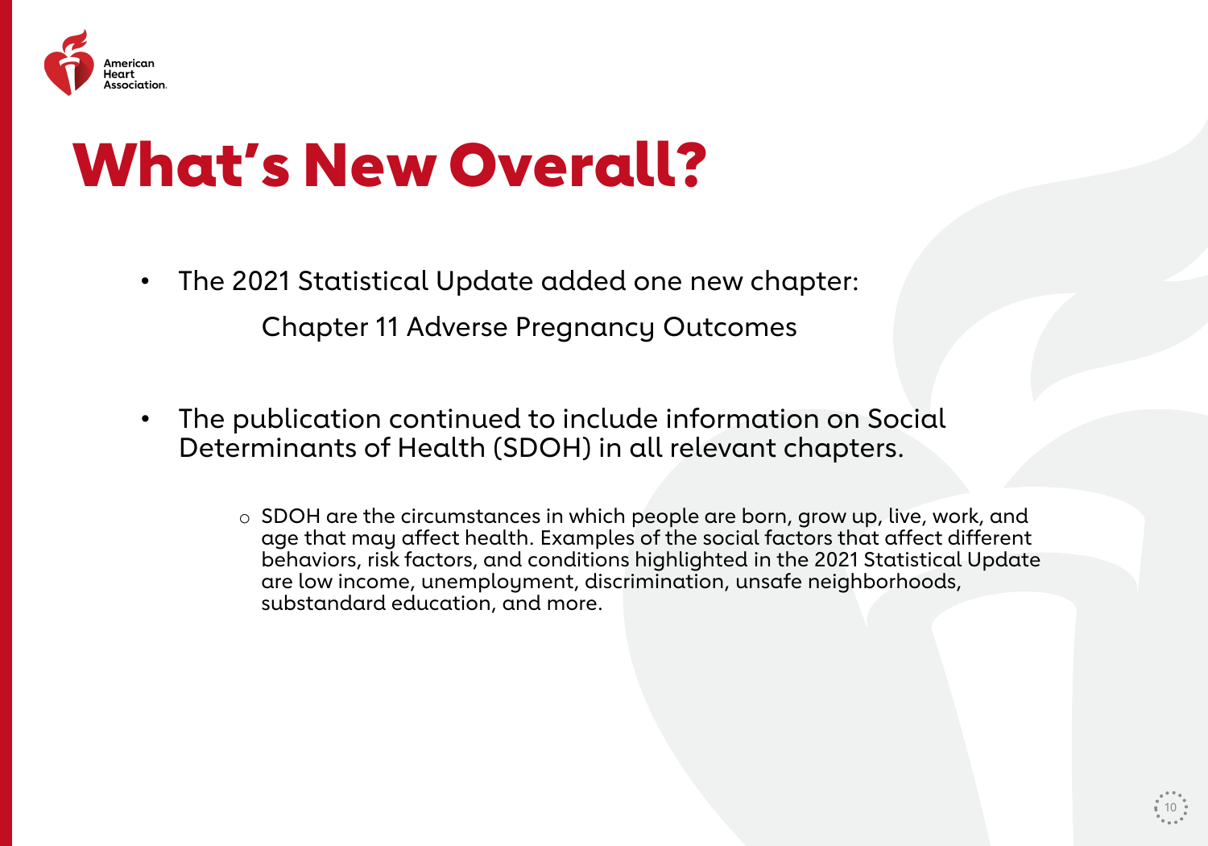# What's New Overall?

- The 2021 Statistical Update added one new chapter:

  Chapter 11 Adverse Pregnancy Outcomes

- The publication continued to include information on Social Determinants of Health (SDOH) in all relevant chapters.

  - SDOH are the circumstances in which people are born, grow up, live, work, and age that may affect health. Examples of the social factors that affect different behaviors, risk factors, and conditions highlighted in the 2021 Statistical Update are low income, unemployment, discrimination, unsafe neighborhoods, substandard education, and more.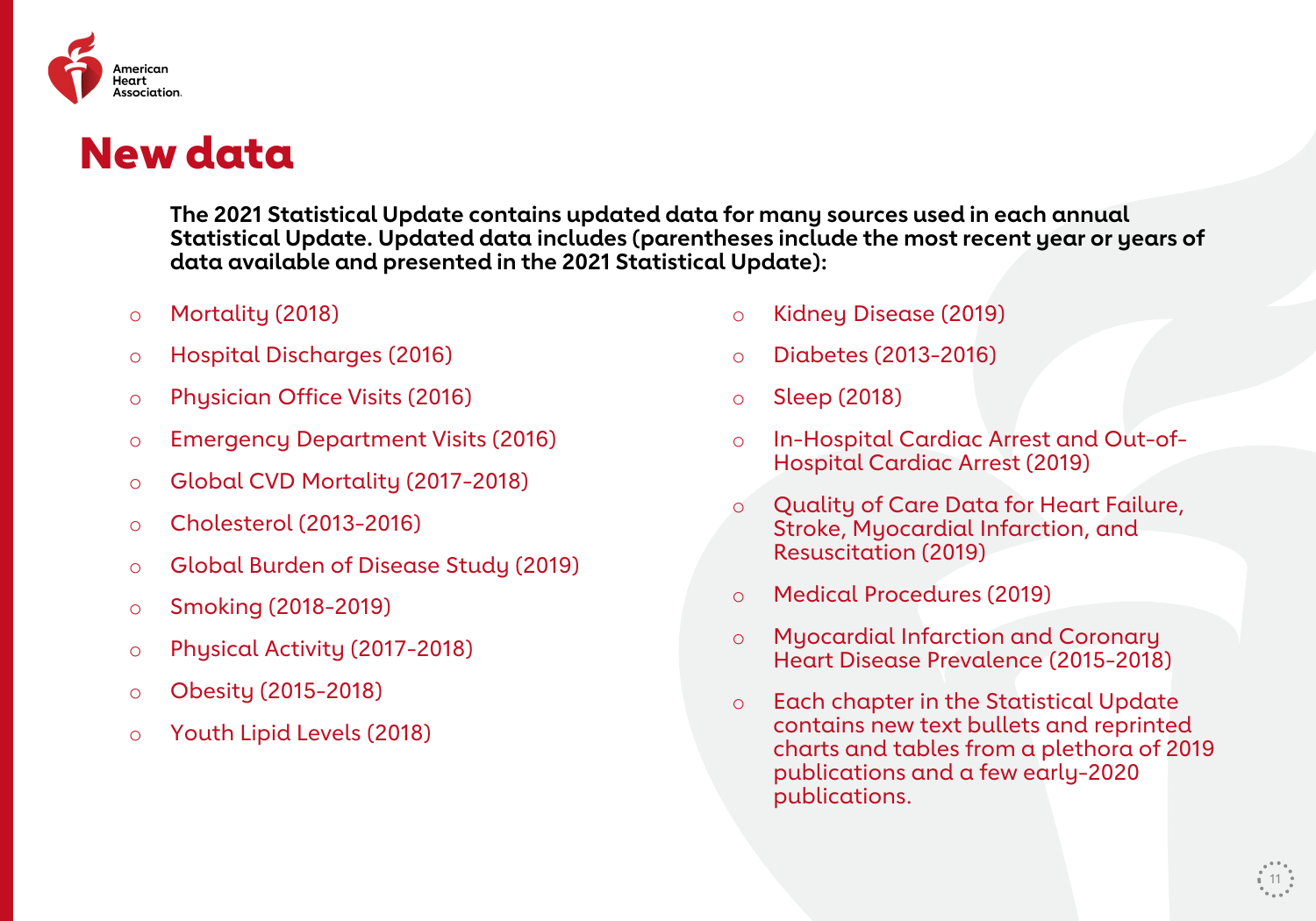# New data

**The 2021 Statistical Update contains updated data for many sources used in each annual Statistical Update. Updated data includes (parentheses include the most recent year or years of data available and presented in the 2021 Statistical Update):**

- Mortality (2018)
- Hospital Discharges (2016)
- Physician Office Visits (2016)
- Emergency Department Visits (2016)
- Global CVD Mortality (2017-2018)
- Cholesterol (2013-2016)
- Global Burden of Disease Study (2019)
- Smoking (2018-2019)
- Physical Activity (2017-2018)
- Obesity (2015-2018)
- Youth Lipid Levels (2018)
- Kidney Disease (2019)
- Diabetes (2013-2016)
- Sleep (2018)
- In-Hospital Cardiac Arrest and Out-of-Hospital Cardiac Arrest (2019)
- Quality of Care Data for Heart Failure, Stroke, Myocardial Infarction, and Resuscitation (2019)
- Medical Procedures (2019)
- Myocardial Infarction and Coronary Heart Disease Prevalence (2015-2018)
- Each chapter in the Statistical Update contains new text bullets and reprinted charts and tables from a plethora of 2019 publications and a few early-2020 publications.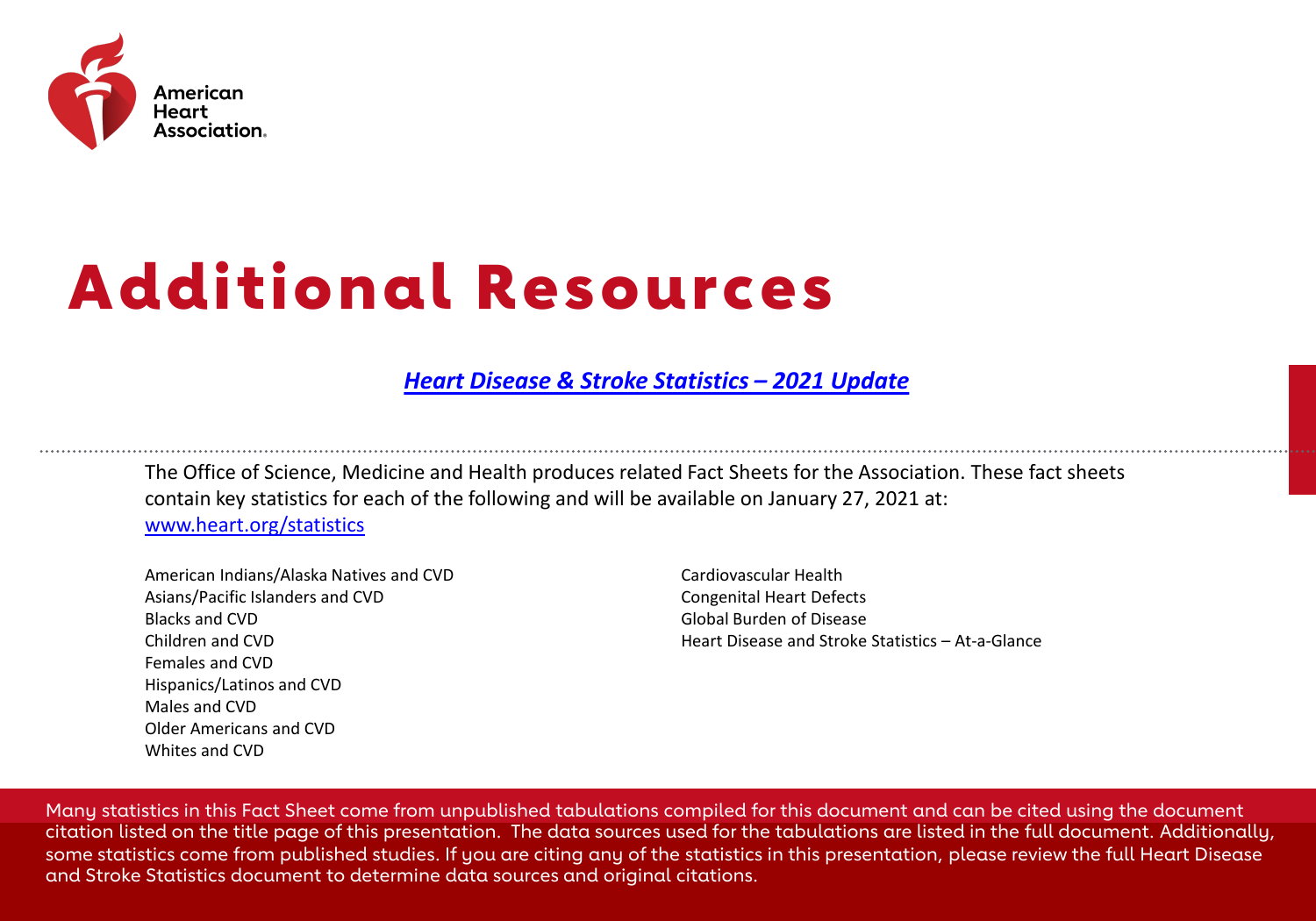American Heart Association.

# Additional Resources

[***Heart Disease & Stroke Statistics – 2021 Update***](#)

The Office of Science, Medicine and Health produces related Fact Sheets for the Association. These fact sheets contain key statistics for each of the following and will be available on January 27, 2021 at: [www.heart.org/statistics](http://www.heart.org/statistics)

American Indians/Alaska Natives and CVD
Asians/Pacific Islanders and CVD
Blacks and CVD
Children and CVD
Females and CVD
Hispanics/Latinos and CVD
Males and CVD
Older Americans and CVD
Whites and CVD

Cardiovascular Health
Congenital Heart Defects
Global Burden of Disease
Heart Disease and Stroke Statistics – At-a-Glance

Many statistics in this Fact Sheet come from unpublished tabulations compiled for this document and can be cited using the document citation listed on the title page of this presentation. The data sources used for the tabulations are listed in the full document. Additionally, some statistics come from published studies. If you are citing any of the statistics in this presentation, please review the full Heart Disease and Stroke Statistics document to determine data sources and original citations.